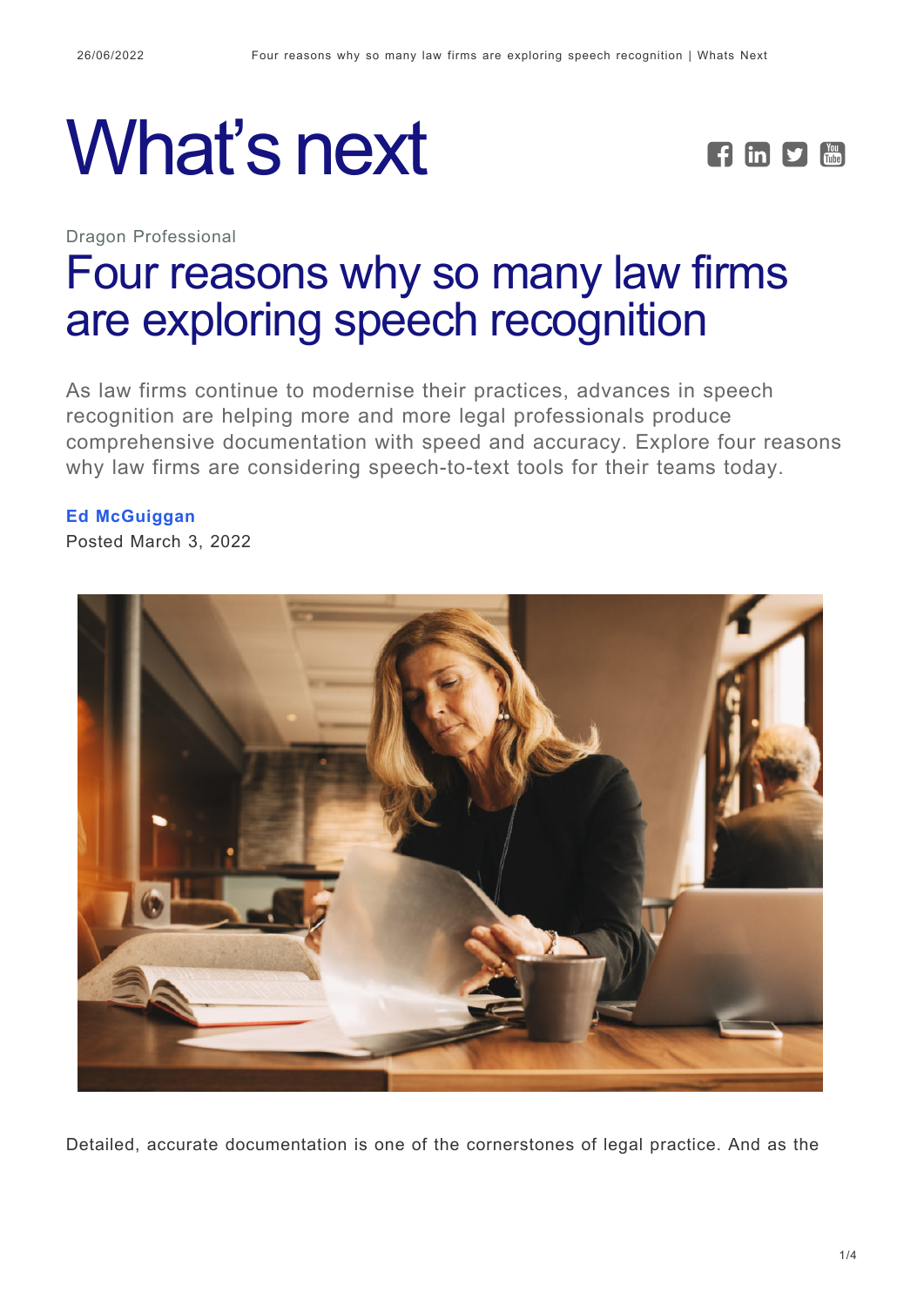# What's next

Dragon Professional

## Four reasons why so many law firms are exploring speech recognition

As law firms continue to modernise their practices, advances in speech recognition are helping more and more legal professionals produce comprehensive documentation with speed and accuracy. Explore four reasons why law firms are considering speech-to-text tools for their teams today.

**Ed McGuiggan**
Posted March 3, 2022

Detailed, accurate documentation is one of the cornerstones of legal practice. And as the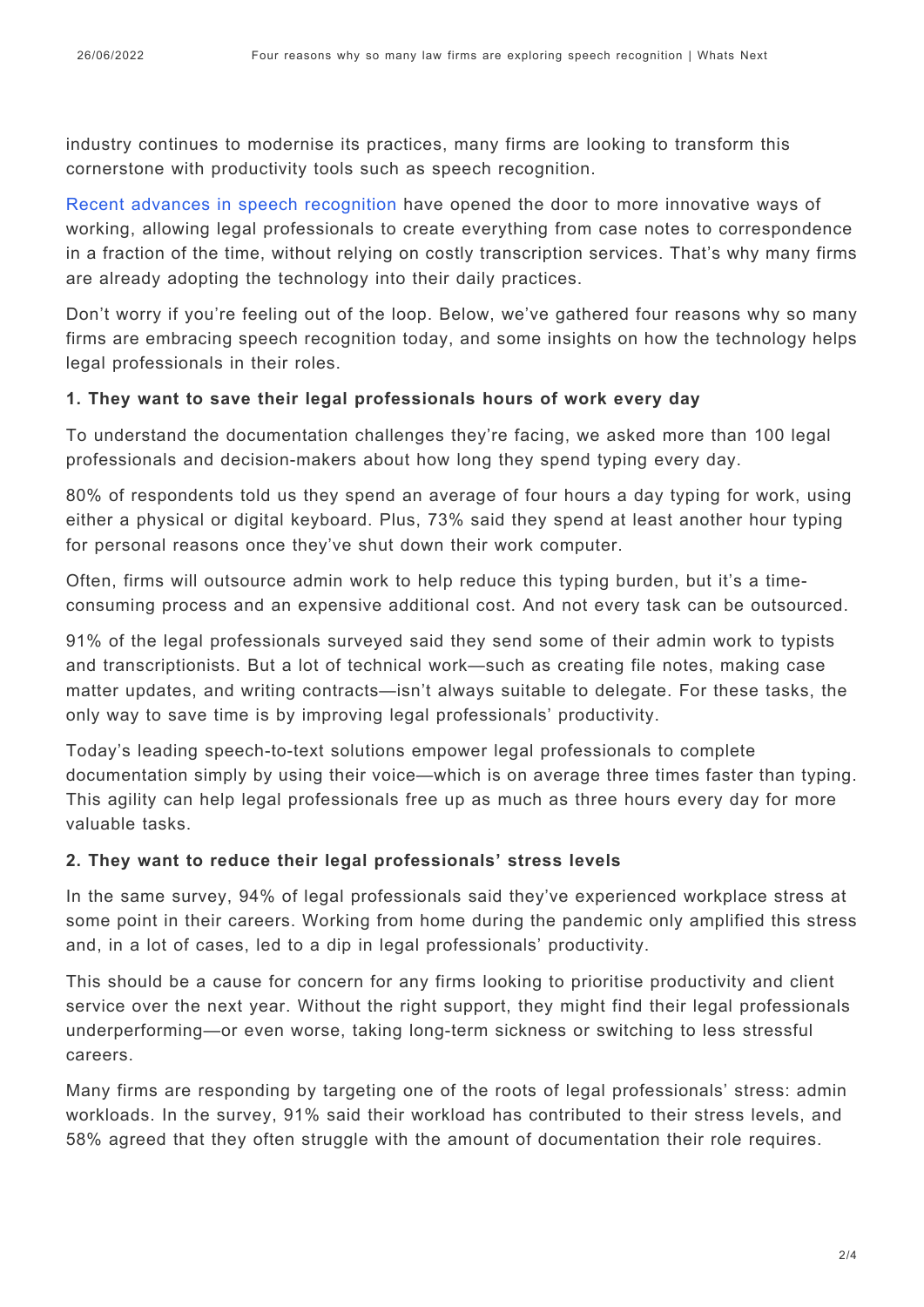industry continues to modernise its practices, many firms are looking to transform this cornerstone with productivity tools such as speech recognition.

Recent advances in speech recognition have opened the door to more innovative ways of working, allowing legal professionals to create everything from case notes to correspondence in a fraction of the time, without relying on costly transcription services. That's why many firms are already adopting the technology into their daily practices.

Don't worry if you're feeling out of the loop. Below, we've gathered four reasons why so many firms are embracing speech recognition today, and some insights on how the technology helps legal professionals in their roles.

### 1. They want to save their legal professionals hours of work every day

To understand the documentation challenges they're facing, we asked more than 100 legal professionals and decision-makers about how long they spend typing every day.

80% of respondents told us they spend an average of four hours a day typing for work, using either a physical or digital keyboard. Plus, 73% said they spend at least another hour typing for personal reasons once they've shut down their work computer.

Often, firms will outsource admin work to help reduce this typing burden, but it's a time-consuming process and an expensive additional cost. And not every task can be outsourced.

91% of the legal professionals surveyed said they send some of their admin work to typists and transcriptionists. But a lot of technical work—such as creating file notes, making case matter updates, and writing contracts—isn't always suitable to delegate. For these tasks, the only way to save time is by improving legal professionals' productivity.

Today's leading speech-to-text solutions empower legal professionals to complete documentation simply by using their voice—which is on average three times faster than typing. This agility can help legal professionals free up as much as three hours every day for more valuable tasks.

### 2. They want to reduce their legal professionals' stress levels

In the same survey, 94% of legal professionals said they've experienced workplace stress at some point in their careers. Working from home during the pandemic only amplified this stress and, in a lot of cases, led to a dip in legal professionals' productivity.

This should be a cause for concern for any firms looking to prioritise productivity and client service over the next year. Without the right support, they might find their legal professionals underperforming—or even worse, taking long-term sickness or switching to less stressful careers.

Many firms are responding by targeting one of the roots of legal professionals' stress: admin workloads. In the survey, 91% said their workload has contributed to their stress levels, and 58% agreed that they often struggle with the amount of documentation their role requires.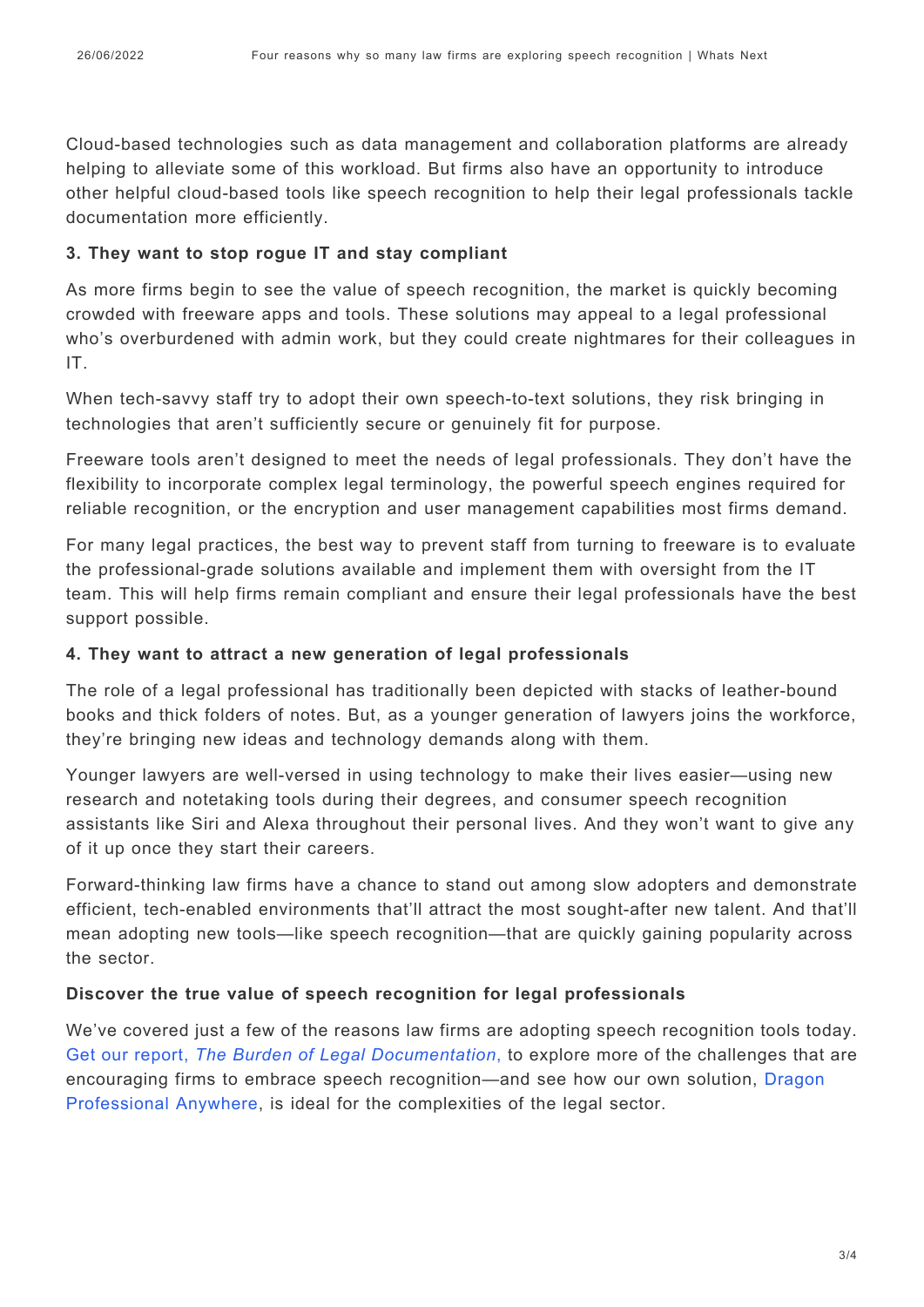Cloud-based technologies such as data management and collaboration platforms are already helping to alleviate some of this workload. But firms also have an opportunity to introduce other helpful cloud-based tools like speech recognition to help their legal professionals tackle documentation more efficiently.

### 3. They want to stop rogue IT and stay compliant

As more firms begin to see the value of speech recognition, the market is quickly becoming crowded with freeware apps and tools. These solutions may appeal to a legal professional who's overburdened with admin work, but they could create nightmares for their colleagues in IT.

When tech-savvy staff try to adopt their own speech-to-text solutions, they risk bringing in technologies that aren't sufficiently secure or genuinely fit for purpose.

Freeware tools aren't designed to meet the needs of legal professionals. They don't have the flexibility to incorporate complex legal terminology, the powerful speech engines required for reliable recognition, or the encryption and user management capabilities most firms demand.

For many legal practices, the best way to prevent staff from turning to freeware is to evaluate the professional-grade solutions available and implement them with oversight from the IT team. This will help firms remain compliant and ensure their legal professionals have the best support possible.

### 4. They want to attract a new generation of legal professionals

The role of a legal professional has traditionally been depicted with stacks of leather-bound books and thick folders of notes. But, as a younger generation of lawyers joins the workforce, they're bringing new ideas and technology demands along with them.

Younger lawyers are well-versed in using technology to make their lives easier—using new research and notetaking tools during their degrees, and consumer speech recognition assistants like Siri and Alexa throughout their personal lives. And they won't want to give any of it up once they start their careers.

Forward-thinking law firms have a chance to stand out among slow adopters and demonstrate efficient, tech-enabled environments that'll attract the most sought-after new talent. And that'll mean adopting new tools—like speech recognition—that are quickly gaining popularity across the sector.

### Discover the true value of speech recognition for legal professionals

We've covered just a few of the reasons law firms are adopting speech recognition tools today. Get our report, *The Burden of Legal Documentation*, to explore more of the challenges that are encouraging firms to embrace speech recognition—and see how our own solution, Dragon Professional Anywhere, is ideal for the complexities of the legal sector.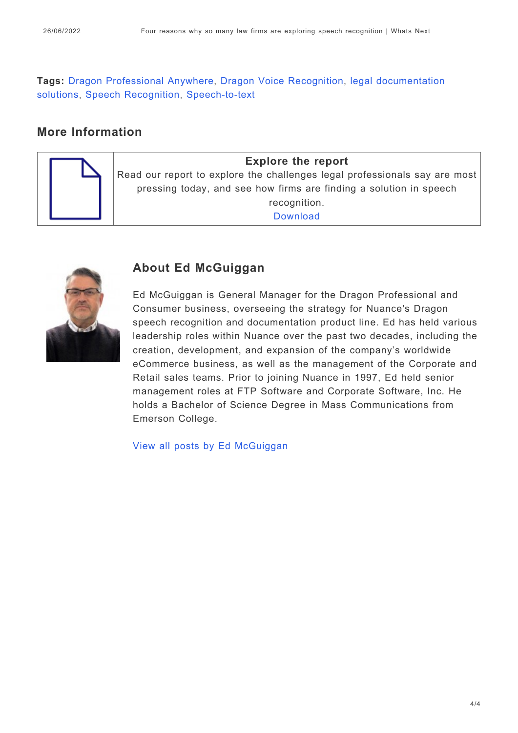**Tags:** Dragon Professional Anywhere, Dragon Voice Recognition, legal documentation solutions, Speech Recognition, Speech-to-text

## More Information

**Explore the report**

Read our report to explore the challenges legal professionals say are most pressing today, and see how firms are finding a solution in speech recognition.

Download

## About Ed McGuiggan

Ed McGuiggan is General Manager for the Dragon Professional and Consumer business, overseeing the strategy for Nuance's Dragon speech recognition and documentation product line. Ed has held various leadership roles within Nuance over the past two decades, including the creation, development, and expansion of the company's worldwide eCommerce business, as well as the management of the Corporate and Retail sales teams. Prior to joining Nuance in 1997, Ed held senior management roles at FTP Software and Corporate Software, Inc. He holds a Bachelor of Science Degree in Mass Communications from Emerson College.

View all posts by Ed McGuiggan